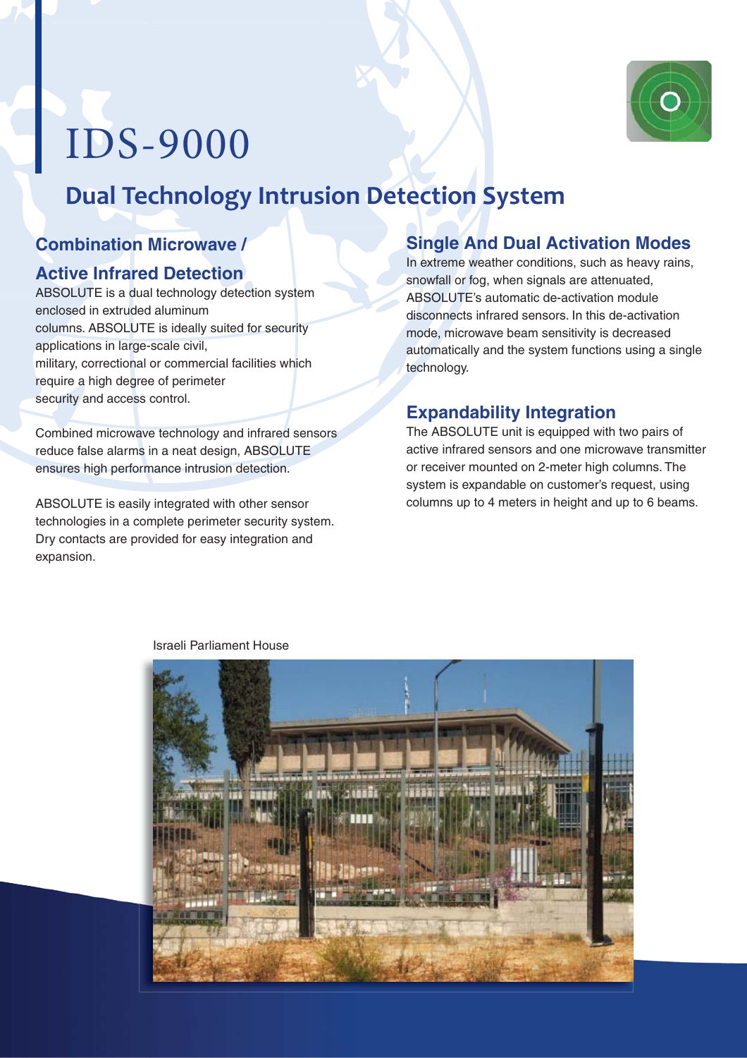# IDS-9000

## Dual Technology Intrusion Detection System

### Combination Microwave / Active Infrared Detection

ABSOLUTE is a dual technology detection system enclosed in extruded aluminum columns. ABSOLUTE is ideally suited for security applications in large-scale civil, military, correctional or commercial facilities which require a high degree of perimeter security and access control.

Combined microwave technology and infrared sensors reduce false alarms in a neat design, ABSOLUTE ensures high performance intrusion detection.

ABSOLUTE is easily integrated with other sensor technologies in a complete perimeter security system. Dry contacts are provided for easy integration and expansion.

### Single And Dual Activation Modes

In extreme weather conditions, such as heavy rains, snowfall or fog, when signals are attenuated, ABSOLUTE's automatic de-activation module disconnects infrared sensors. In this de-activation mode, microwave beam sensitivity is decreased automatically and the system functions using a single technology.

### Expandability Integration

The ABSOLUTE unit is equipped with two pairs of active infrared sensors and one microwave transmitter or receiver mounted on 2-meter high columns. The system is expandable on customer's request, using columns up to 4 meters in height and up to 6 beams.

Israeli Parliament House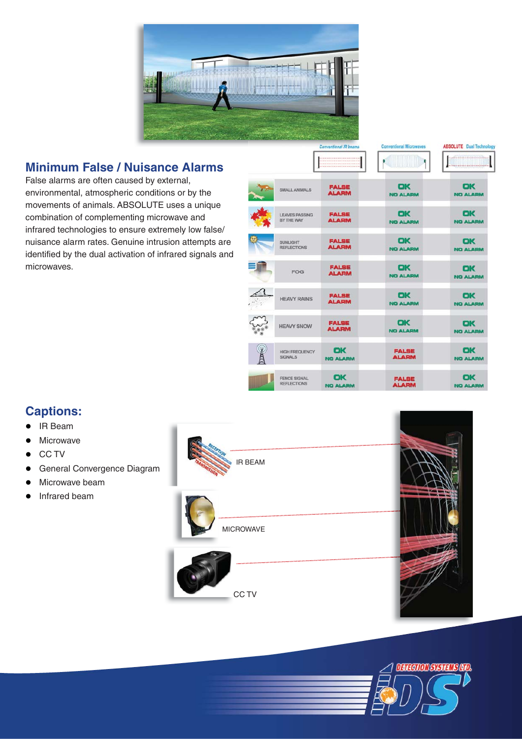## Minimum False / Nuisance Alarms

False alarms are often caused by external, environmental, atmospheric conditions or by the movements of animals. ABSOLUTE uses a unique combination of complementing microwave and infrared technologies to ensure extremely low false/ nuisance alarm rates. Genuine intrusion attempts are identified by the dual activation of infrared signals and microwaves.

| | Conventional IR beams | Conventional Microwaves | ABSOLUTE Dual Technology |
|---|---|---|---|
| SMALL ANIMALS | FALSE ALARM | OK NO ALARM | OK NO ALARM |
| LEAVES PASSING BY THE WAY | FALSE ALARM | OK NO ALARM | OK NO ALARM |
| SUNLIGHT REFLECTIONS | FALSE ALARM | OK NO ALARM | OK NO ALARM |
| FOG | FALSE ALARM | OK NO ALARM | OK NO ALARM |
| HEAVY RAINS | FALSE ALARM | OK NO ALARM | OK NO ALARM |
| HEAVY SNOW | FALSE ALARM | OK NO ALARM | OK NO ALARM |
| HIGH FREQUENCY SIGNALS | OK NO ALARM | FALSE ALARM | OK NO ALARM |
| FENCE SIGNAL REFLECTIONS | OK NO ALARM | FALSE ALARM | OK NO ALARM |

## Captions:

- IR Beam
- Microwave
- CC TV
- General Convergence Diagram
- Microwave beam
- Infrared beam

RECEPTION

TRANSMISSION

IR BEAM

MICROWAVE

CC TV

DETECTION SYSTEMS LTD.

IDS